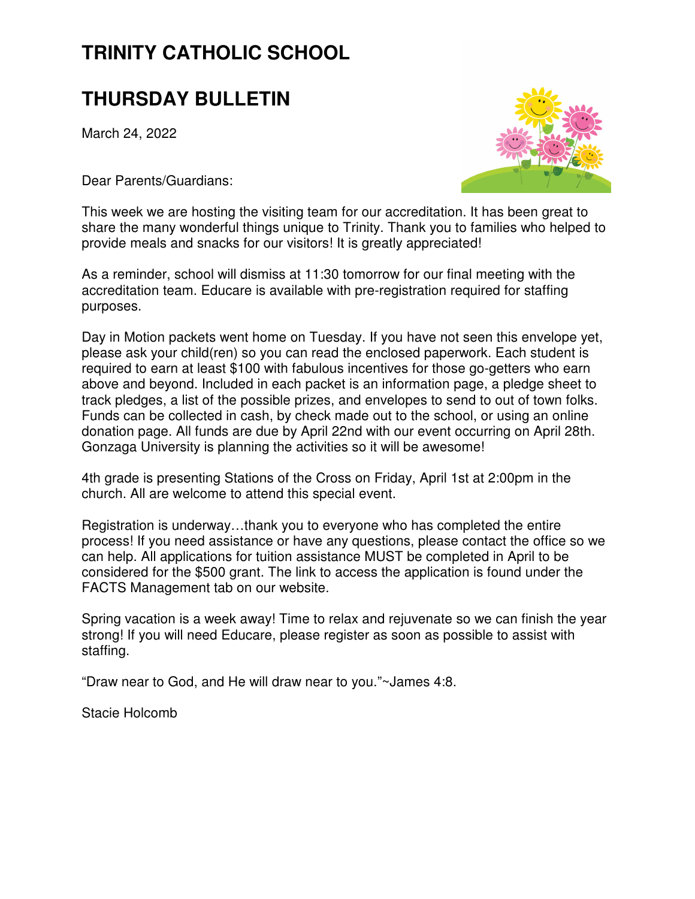# TRINITY CATHOLIC SCHOOL

## THURSDAY BULLETIN

March 24, 2022

Dear Parents/Guardians:

This week we are hosting the visiting team for our accreditation. It has been great to share the many wonderful things unique to Trinity. Thank you to families who helped to provide meals and snacks for our visitors! It is greatly appreciated!

As a reminder, school will dismiss at 11:30 tomorrow for our final meeting with the accreditation team. Educare is available with pre-registration required for staffing purposes.

Day in Motion packets went home on Tuesday. If you have not seen this envelope yet, please ask your child(ren) so you can read the enclosed paperwork. Each student is required to earn at least $100 with fabulous incentives for those go-getters who earn above and beyond. Included in each packet is an information page, a pledge sheet to track pledges, a list of the possible prizes, and envelopes to send to out of town folks. Funds can be collected in cash, by check made out to the school, or using an online donation page. All funds are due by April 22nd with our event occurring on April 28th. Gonzaga University is planning the activities so it will be awesome!

4th grade is presenting Stations of the Cross on Friday, April 1st at 2:00pm in the church. All are welcome to attend this special event.

Registration is underway…thank you to everyone who has completed the entire process! If you need assistance or have any questions, please contact the office so we can help. All applications for tuition assistance MUST be completed in April to be considered for the $500 grant. The link to access the application is found under the FACTS Management tab on our website.

Spring vacation is a week away! Time to relax and rejuvenate so we can finish the year strong! If you will need Educare, please register as soon as possible to assist with staffing.

“Draw near to God, and He will draw near to you.”~James 4:8.

Stacie Holcomb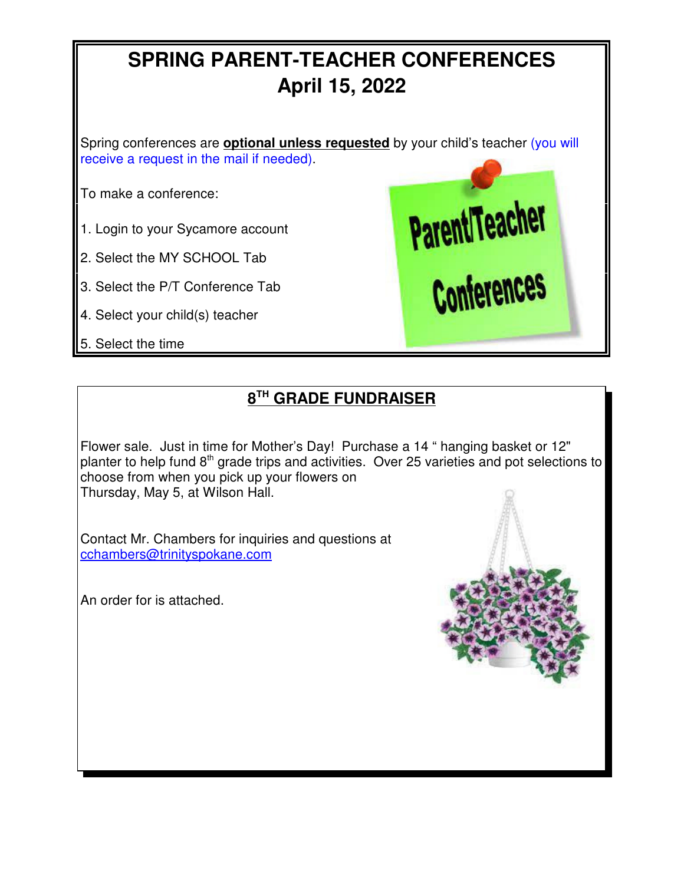# SPRING PARENT-TEACHER CONFERENCES
# April 15, 2022

Spring conferences are **optional unless requested** by your child's teacher (you will receive a request in the mail if needed).

To make a conference:

1. Login to your Sycamore account
2. Select the MY SCHOOL Tab
3. Select the P/T Conference Tab
4. Select your child(s) teacher
5. Select the time

## 8TH GRADE FUNDRAISER

Flower sale. Just in time for Mother's Day! Purchase a 14 " hanging basket or 12" planter to help fund 8th grade trips and activities. Over 25 varieties and pot selections to choose from when you pick up your flowers on Thursday, May 5, at Wilson Hall.

Contact Mr. Chambers for inquiries and questions at cchambers@trinityspokane.com

An order for is attached.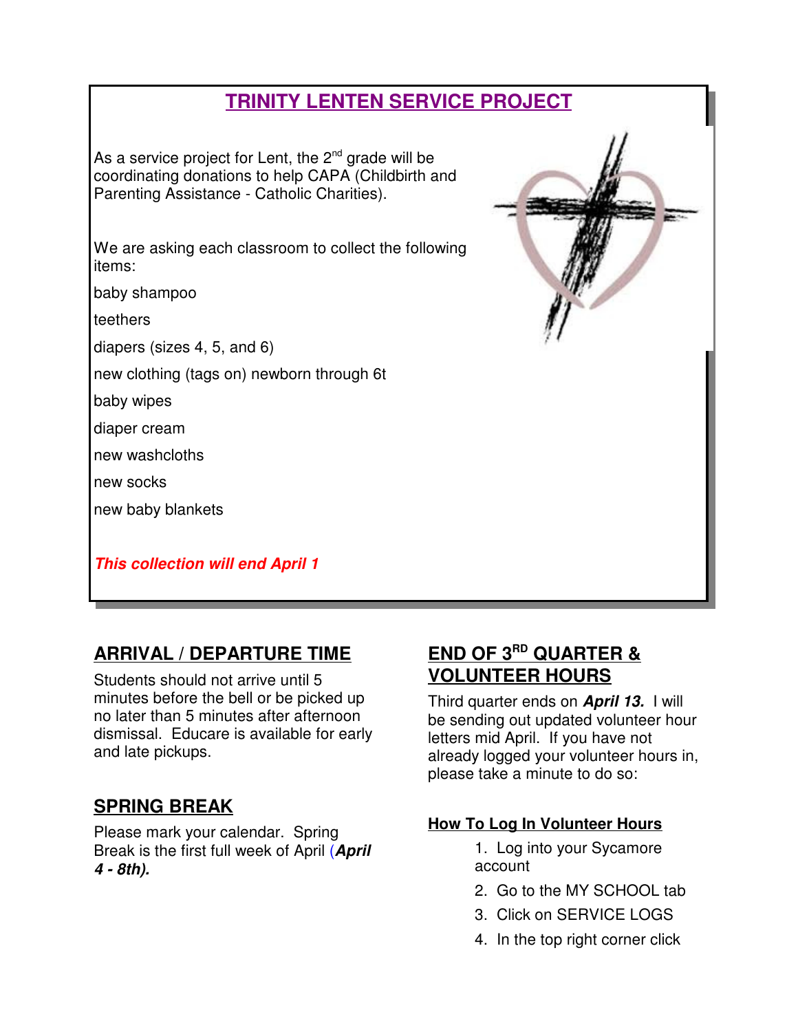## TRINITY LENTEN SERVICE PROJECT

As a service project for Lent, the 2nd grade will be coordinating donations to help CAPA (Childbirth and Parenting Assistance - Catholic Charities).

We are asking each classroom to collect the following items:

baby shampoo

teethers

diapers (sizes 4, 5, and 6)

new clothing (tags on) newborn through 6t

baby wipes

diaper cream

new washcloths

new socks

new baby blankets

***This collection will end April 1***

## ARRIVAL / DEPARTURE TIME

Students should not arrive until 5 minutes before the bell or be picked up no later than 5 minutes after afternoon dismissal. Educare is available for early and late pickups.

## SPRING BREAK

Please mark your calendar. Spring Break is the first full week of April (***April 4 - 8th).***

## END OF 3RD QUARTER & VOLUNTEER HOURS

Third quarter ends on ***April 13.*** I will be sending out updated volunteer hour letters mid April. If you have not already logged your volunteer hours in, please take a minute to do so:

### How To Log In Volunteer Hours

1. Log into your Sycamore account
2. Go to the MY SCHOOL tab
3. Click on SERVICE LOGS
4. In the top right corner click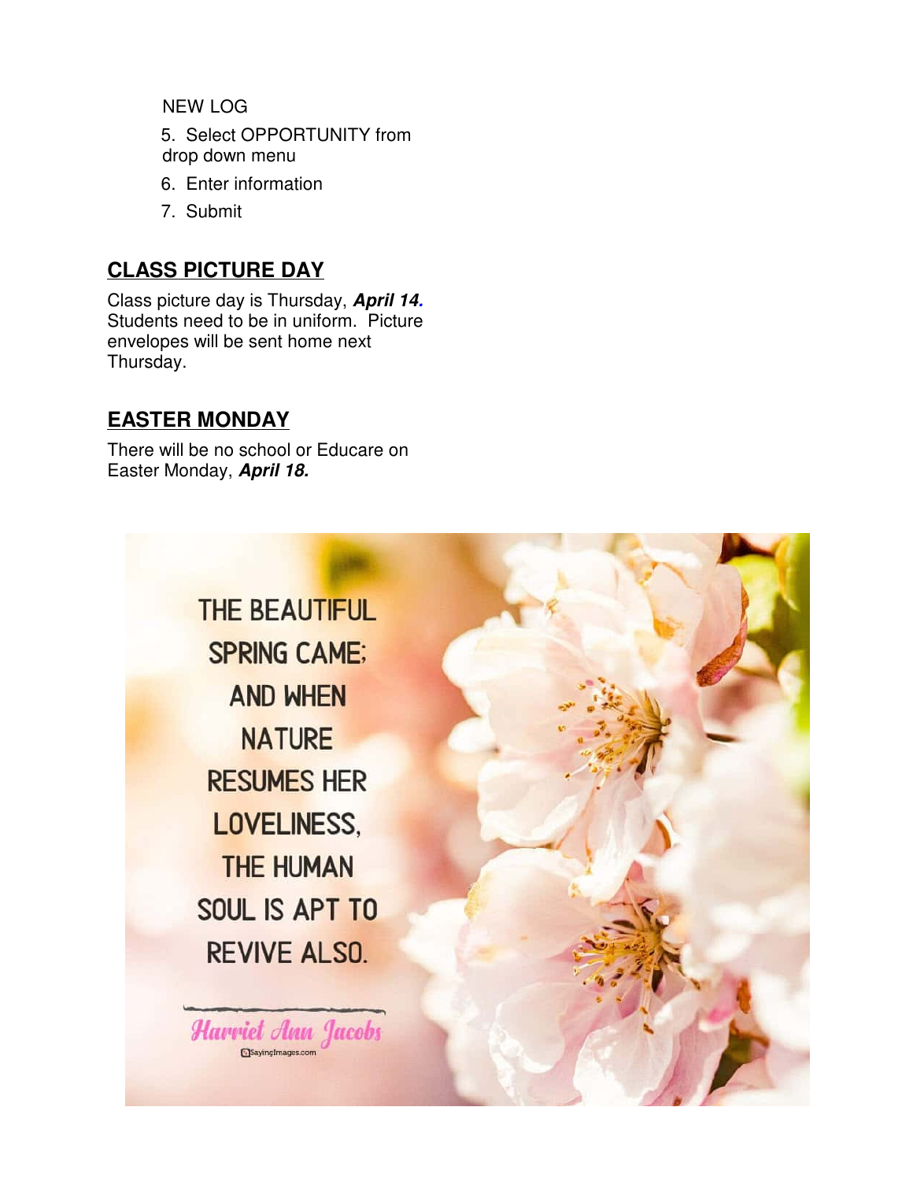NEW LOG

5. Select OPPORTUNITY from drop down menu
6. Enter information
7. Submit

## CLASS PICTURE DAY

Class picture day is Thursday, ***April 14.*** Students need to be in uniform. Picture envelopes will be sent home next Thursday.

## EASTER MONDAY

There will be no school or Educare on Easter Monday, ***April 18.***

THE BEAUTIFUL SPRING CAME; AND WHEN NATURE RESUMES HER LOVELINESS, THE HUMAN SOUL IS APT TO REVIVE ALSO.

Harriet Ann Jacobs

SayingImages.com